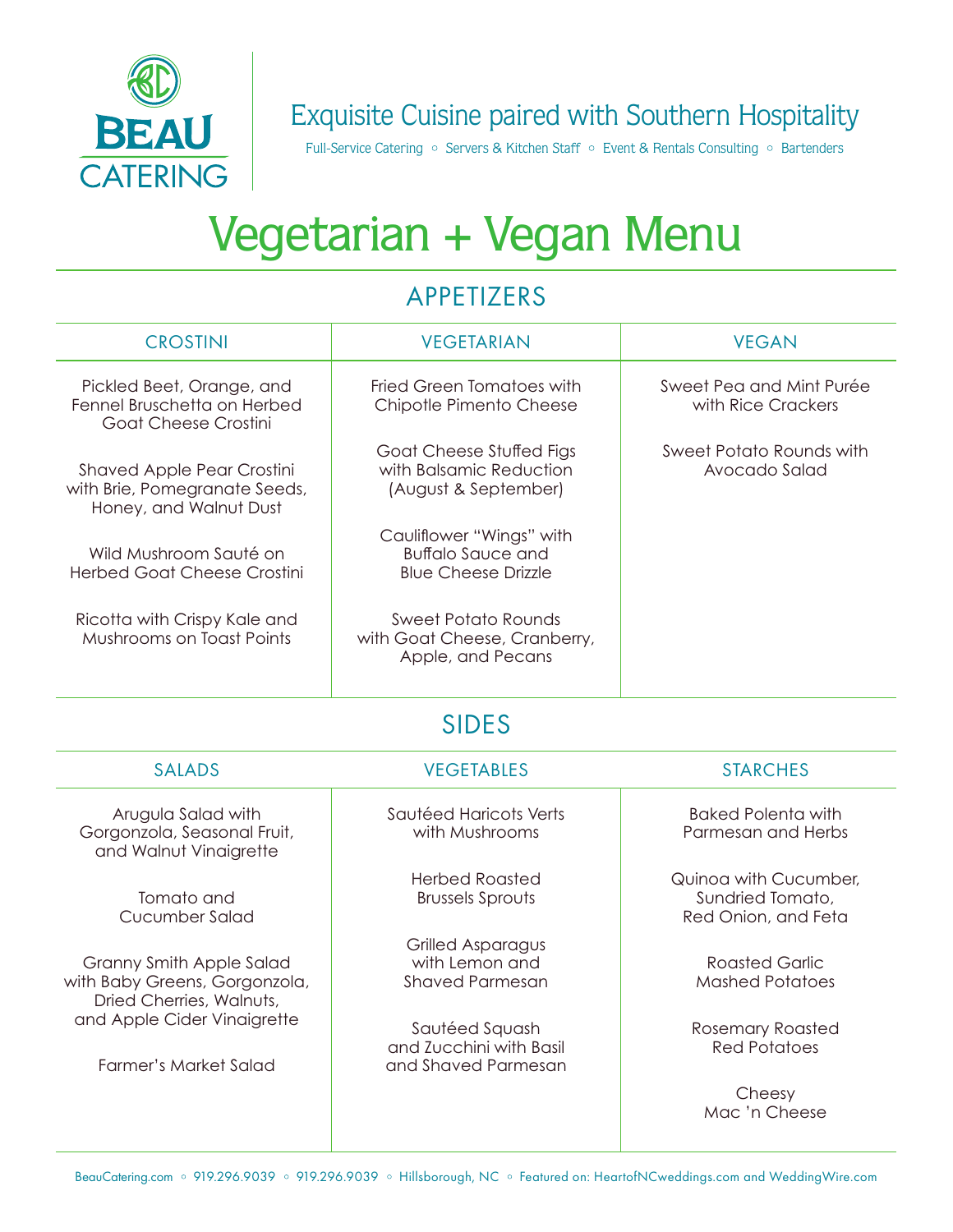BEAU CATERING

Exquisite Cuisine paired with Southern Hospitality

Full-Service Catering ◦ Servers & Kitchen Staff ◦ Event & Rentals Consulting ◦ Bartenders

# Vegetarian + Vegan Menu

## APPETIZERS

| CROSTINI | VEGETARIAN | VEGAN |
|---|---|---|
| Pickled Beet, Orange, and Fennel Bruschetta on Herbed Goat Cheese Crostini | Fried Green Tomatoes with Chipotle Pimento Cheese | Sweet Pea and Mint Purée with Rice Crackers |
| Shaved Apple Pear Crostini with Brie, Pomegranate Seeds, Honey, and Walnut Dust | Goat Cheese Stuffed Figs with Balsamic Reduction (August & September) | Sweet Potato Rounds with Avocado Salad |
| Wild Mushroom Sauté on Herbed Goat Cheese Crostini | Cauliflower "Wings" with Buffalo Sauce and Blue Cheese Drizzle | |
| Ricotta with Crispy Kale and Mushrooms on Toast Points | Sweet Potato Rounds with Goat Cheese, Cranberry, Apple, and Pecans | |

## SIDES

| SALADS | VEGETABLES | STARCHES |
|---|---|---|
| Arugula Salad with Gorgonzola, Seasonal Fruit, and Walnut Vinaigrette | Sautéed Haricots Verts with Mushrooms | Baked Polenta with Parmesan and Herbs |
| Tomato and Cucumber Salad | Herbed Roasted Brussels Sprouts | Quinoa with Cucumber, Sundried Tomato, Red Onion, and Feta |
| Granny Smith Apple Salad with Baby Greens, Gorgonzola, Dried Cherries, Walnuts, and Apple Cider Vinaigrette | Grilled Asparagus with Lemon and Shaved Parmesan | Roasted Garlic Mashed Potatoes |
| Farmer's Market Salad | Sautéed Squash and Zucchini with Basil and Shaved Parmesan | Rosemary Roasted Red Potatoes |
| | | Cheesy Mac 'n Cheese |

BeauCatering.com ◦ 919.296.9039 ◦ 919.296.9039 ◦ Hillsborough, NC ◦ Featured on: HeartofNCweddings.com and WeddingWire.com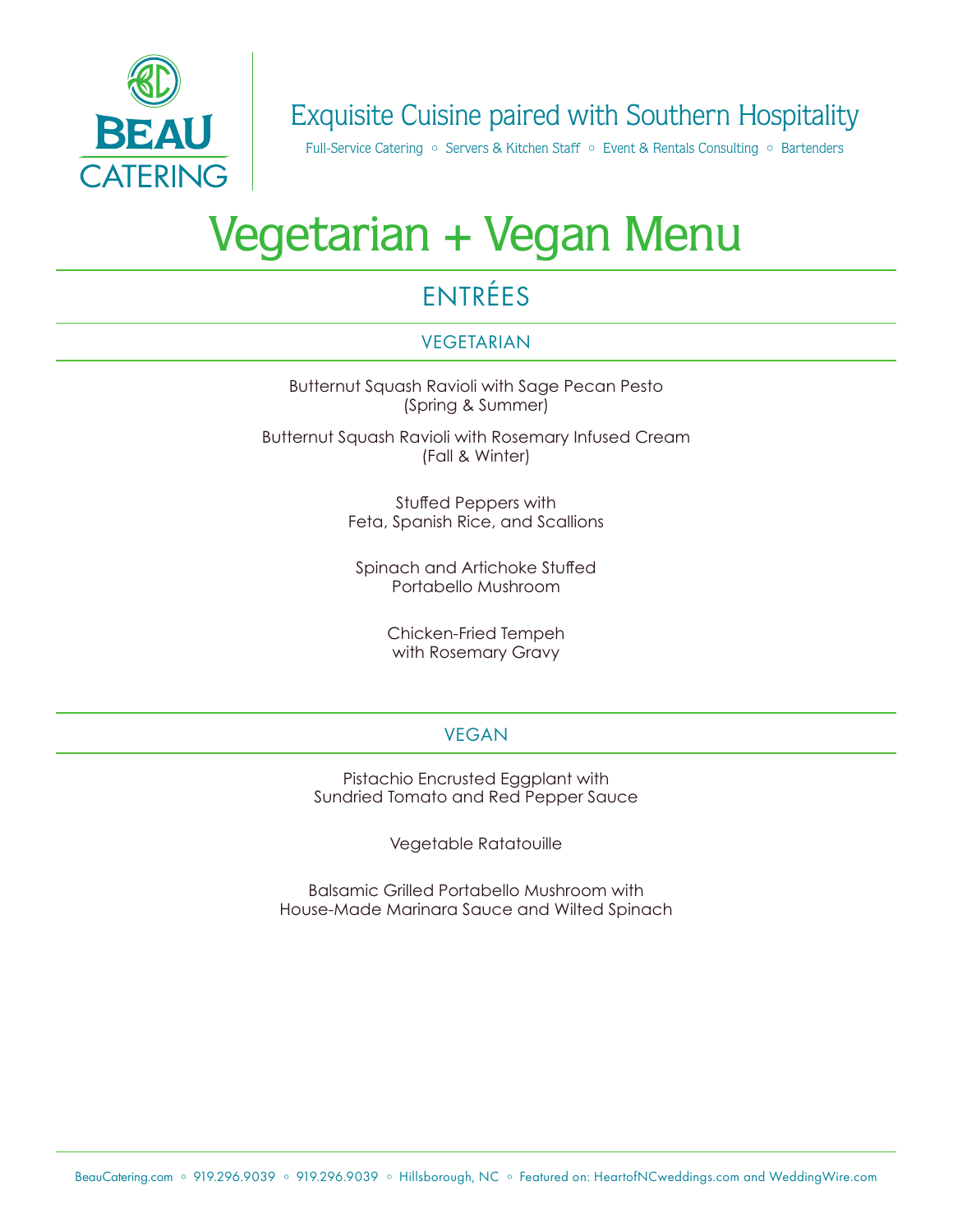BEAU CATERING

Exquisite Cuisine paired with Southern Hospitality

Full-Service Catering ◦ Servers & Kitchen Staff ◦ Event & Rentals Consulting ◦ Bartenders

# Vegetarian + Vegan Menu

## ENTRÉES

### VEGETARIAN

Butternut Squash Ravioli with Sage Pecan Pesto
(Spring & Summer)

Butternut Squash Ravioli with Rosemary Infused Cream
(Fall & Winter)

Stuffed Peppers with
Feta, Spanish Rice, and Scallions

Spinach and Artichoke Stuffed
Portabello Mushroom

Chicken-Fried Tempeh
with Rosemary Gravy

### VEGAN

Pistachio Encrusted Eggplant with
Sundried Tomato and Red Pepper Sauce

Vegetable Ratatouille

Balsamic Grilled Portabello Mushroom with
House-Made Marinara Sauce and Wilted Spinach

BeauCatering.com ◦ 919.296.9039 ◦ 919.296.9039 ◦ Hillsborough, NC ◦ Featured on: HeartofNCweddings.com and WeddingWire.com